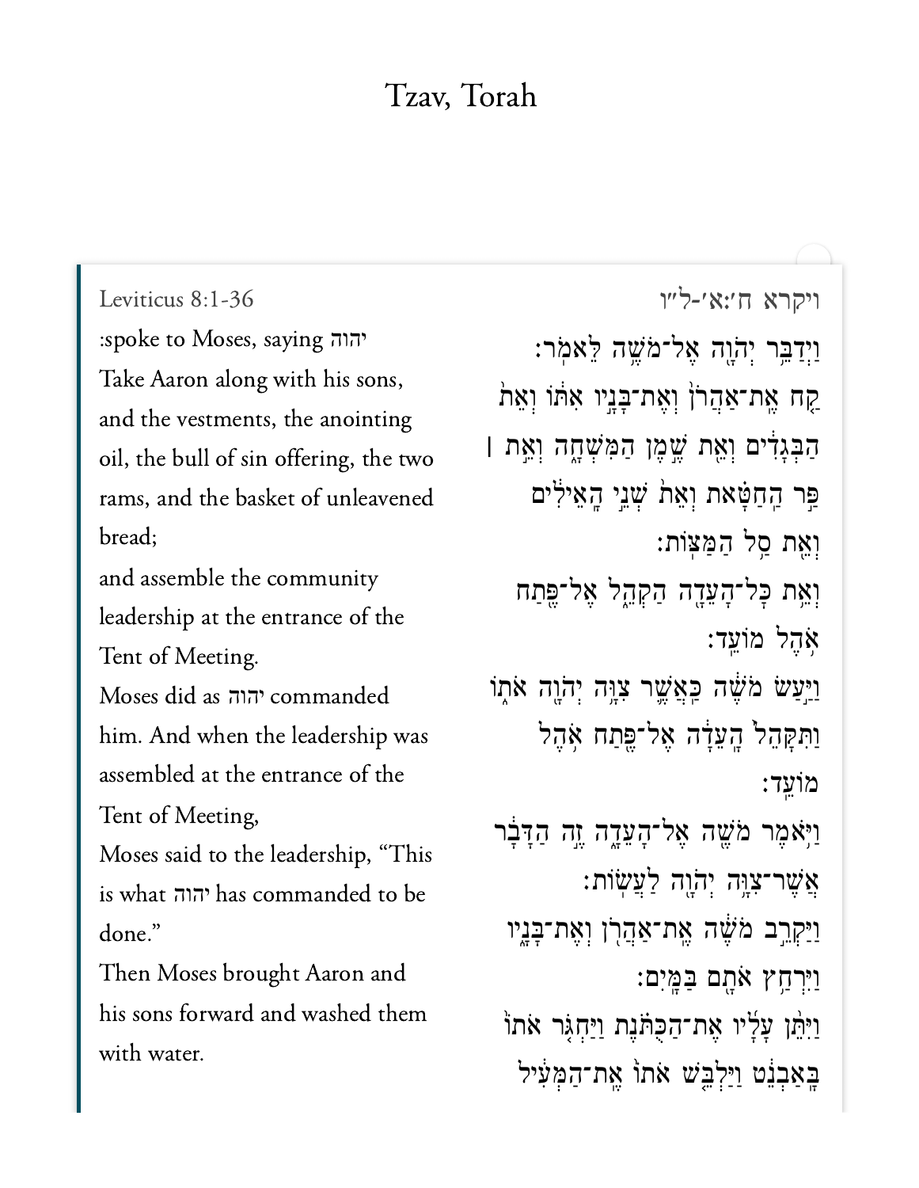# Tzav, Torah

Leviticus 8:1-36

ויקרא ח׳:א׳-ל״ו

יהוה spoke to Moses, saying:

וַיְדַבֵּ֥ר יְהֹוָ֖ה אֶל־מֹשֶׁ֥ה לֵּאמֹֽר׃

Take Aaron along with his sons, and the vestments, the anointing oil, the bull of sin offering, the two rams, and the basket of unleavened bread;

קַ֤ח אֶֽת־אַהֲרֹן֙ וְאֶת־בָּנָ֣יו אִתּ֔וֹ וְאֵת֙ הַבְּגָדִ֔ים וְאֵ֖ת שֶׁ֣מֶן הַמִּשְׁחָ֑ה וְאֵ֣ת ׀ פַּ֣ר הַֽחַטָּ֗את וְאֵת֙ שְׁנֵ֣י הָֽאֵילִ֔ים וְאֵ֖ת סַ֥ל הַמַּצּֽוֹת׃

and assemble the community leadership at the entrance of the Tent of Meeting.

וְאֵ֥ת כׇּל־הָעֵדָ֖ה הַקְהֵ֑ל אֶל־פֶּ֖תַח אֹ֥הֶל מוֹעֵֽד׃

Moses did as יהוה commanded him. And when the leadership was assembled at the entrance of the Tent of Meeting,

וַיַּ֣עַשׂ מֹשֶׁ֔ה כַּאֲשֶׁ֛ר צִוָּ֥ה יְהֹוָ֖ה אֹת֑וֹ וַתִּקָּהֵל֙ הָֽעֵדָ֔ה אֶל־פֶּ֖תַח אֹ֥הֶל מוֹעֵֽד׃

Moses said to the leadership, “This is what יהוה has commanded to be done.”

וַיֹּ֥אמֶר מֹשֶׁ֖ה אֶל־הָעֵדָ֑ה זֶ֣ה הַדָּבָ֔ר אֲשֶׁר־צִוָּ֥ה יְהֹוָ֖ה לַעֲשֽׂוֹת׃

Then Moses brought Aaron and his sons forward and washed them with water.

וַיַּקְרֵ֣ב מֹשֶׁ֔ה אֶֽת־אַהֲרֹ֖ן וְאֶת־בָּנָ֑יו וַיִּרְחַ֥ץ אֹתָ֖ם בַּמָּֽיִם׃

וַיִּתֵּ֨ן עָלָ֜יו אֶת־הַכֻּתֹּ֗נֶת וַיַּחְגֹּ֤ר אֹתוֹ֙ בָּֽאַבְנֵ֔ט וַיַּלְבֵּ֤שׁ אֹתוֹ֙ אֶת־הַמְּעִ֔יל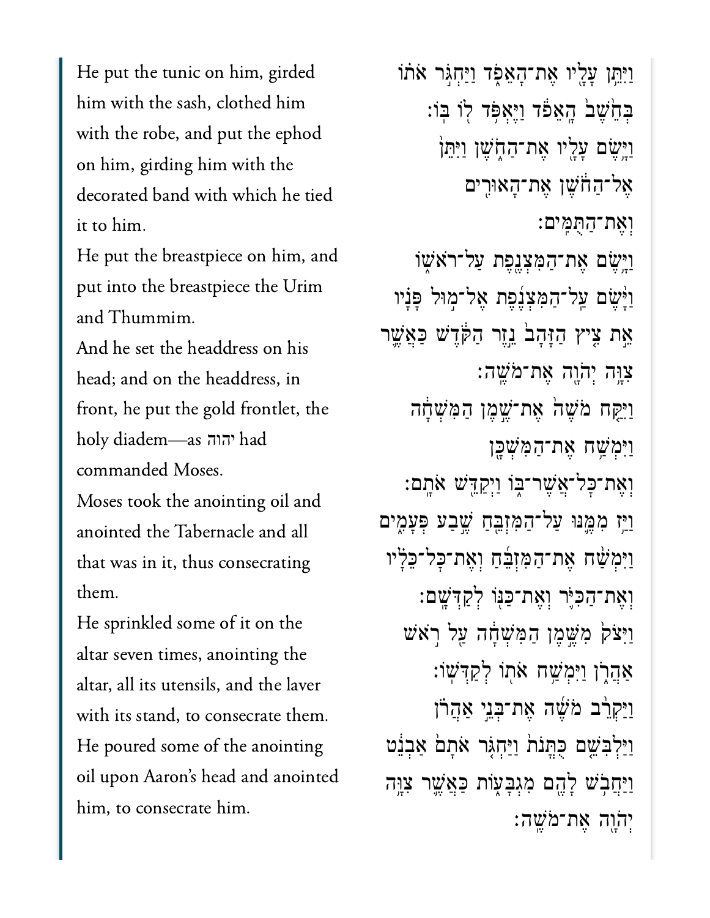He put the tunic on him, girded him with the sash, clothed him with the robe, and put the ephod on him, girding him with the decorated band with which he tied it to him.

He put the breastpiece on him, and put into the breastpiece the Urim and Thummim.

And he set the headdress on his head; and on the headdress, in front, he put the gold frontlet, the holy diadem—as יהוה had commanded Moses.

Moses took the anointing oil and anointed the Tabernacle and all that was in it, thus consecrating them.

He sprinkled some of it on the altar seven times, anointing the altar, all its utensils, and the laver with its stand, to consecrate them.

He poured some of the anointing oil upon Aaron's head and anointed him, to consecrate him.

וַיִּתֵּ֨ן עָלָ֜יו אֶת־הָאֵפֹ֗ד וַיַּחְגֹּ֣ר אֹת֗וֹ בְּחֵ֙שֶׁב֙ הָֽאֵפֹ֔ד וַיֶּאְפֹּ֥ד ל֖וֹ בּֽוֹ׃ וַיָּ֥שֶׂם עָלָ֖יו אֶת־הַחֹ֑שֶׁן וַיִּתֵּן֙ אֶל־הַחֹ֔שֶׁן אֶת־הָאוּרִ֖ים וְאֶת־הַתֻּמִּֽים׃ וַיָּ֥שֶׂם אֶת־הַמִּצְנֶ֖פֶת עַל־רֹאשׁ֑וֹ וַיָּ֨שֶׂם עַל־הַמִּצְנֶ֜פֶת אֶל־מ֣וּל פָּנָ֗יו אֵ֣ת צִ֤יץ הַזָּהָב֙ נֵ֣זֶר הַקֹּ֔דֶשׁ כַּאֲשֶׁ֛ר צִוָּ֥ה יְהֹוָ֖ה אֶת־מֹשֶֽׁה׃ וַיִּקַּ֤ח מֹשֶׁה֙ אֶת־שֶׁ֣מֶן הַמִּשְׁחָ֔ה וַיִּמְשַׁ֥ח אֶת־הַמִּשְׁכָּ֖ן וְאֶת־כָּל־אֲשֶׁר־בּ֑וֹ וַיְקַדֵּ֖שׁ אֹתָֽם׃ וַיַּ֥ז מִמֶּ֛נּוּ עַל־הַמִּזְבֵּ֖חַ שֶׁ֣בַע פְּעָמִ֑ים וַיִּמְשַׁ֨ח אֶת־הַמִּזְבֵּ֜חַ וְאֶת־כָּל־כֵּלָ֗יו וְאֶת־הַכִּיֹּ֛ר וְאֶת־כַּנּ֖וֹ לְקַדְּשָֽׁם׃ וַיִּצֹק֙ מִשֶּׁ֣מֶן הַמִּשְׁחָ֔ה עַ֖ל רֹ֣אשׁ אַהֲרֹ֑ן וַיִּמְשַׁ֥ח אֹת֖וֹ לְקַדְּשֽׁוֹ׃ וַיַּקְרֵ֨ב מֹשֶׁ֜ה אֶת־בְּנֵ֣י אַהֲרֹ֗ן וַיַּלְבִּשֵׁ֤ם כֻּתֳּנֹת֙ וַיַּחְגֹּ֤ר אֹתָם֙ אַבְנֵ֔ט וַיַּחֲבֹ֥שׁ לָהֶ֖ם מִגְבָּע֑וֹת כַּאֲשֶׁ֛ר צִוָּ֥ה יְהֹוָ֖ה אֶת־מֹשֶֽׁה׃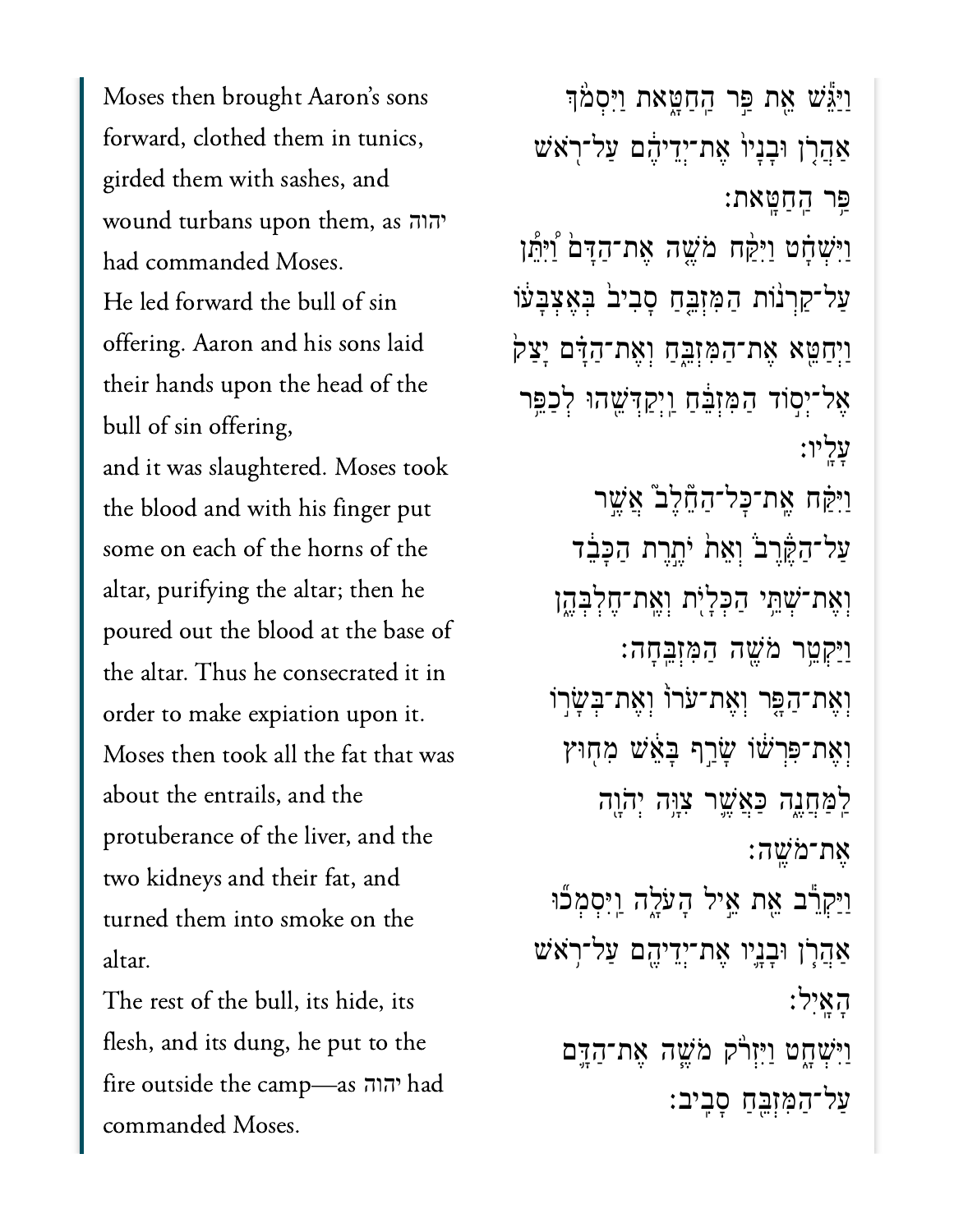Moses then brought Aaron's sons forward, clothed them in tunics, girded them with sashes, and wound turbans upon them, as יהוה had commanded Moses.

He led forward the bull of sin offering. Aaron and his sons laid their hands upon the head of the bull of sin offering,

and it was slaughtered. Moses took the blood and with his finger put some on each of the horns of the altar, purifying the altar; then he poured out the blood at the base of the altar. Thus he consecrated it in order to make expiation upon it.

Moses then took all the fat that was about the entrails, and the protuberance of the liver, and the two kidneys and their fat, and turned them into smoke on the altar.

The rest of the bull, its hide, its flesh, and its dung, he put to the fire outside the camp—as יהוה had commanded Moses.

וַיַּגֵּשׁ אֵת פַּר הַחַטָּאת וַיִּסְמֹךְ אַהֲרֹן וּבָנָיו אֶת־יְדֵיהֶם עַל־רֹאשׁ פַּר הַחַטָּאת׃

וַיִּשְׁחָט וַיִּקַּח מֹשֶׁה אֶת־הַדָּם וַיִּתֵּן עַל־קַרְנוֹת הַמִּזְבֵּחַ סָבִיב בְּאֶצְבָּעוֹ וַיְחַטֵּא אֶת־הַמִּזְבֵּחַ וְאֶת־הַדָּם יָצַק אֶל־יְסוֹד הַמִּזְבֵּחַ וַיְקַדְּשֵׁהוּ לְכַפֵּר עָלָיו׃

וַיִּקַּח אֶת־כָּל־הַחֵלֶב אֲשֶׁר עַל־הַקֶּרֶב וְאֵת יֹתֶרֶת הַכָּבֵד וְאֶת־שְׁתֵּי הַכְּלָיֹת וְאֶת־חֶלְבְּהֶן וַיַּקְטֵר מֹשֶׁה הַמִּזְבֵּחָה׃

וְאֶת־הַפָּר וְאֶת־עֹרוֹ וְאֶת־בְּשָׂרוֹ וְאֶת־פִּרְשׁוֹ שָׂרַף בָּאֵשׁ מִחוּץ לַמַּחֲנֶה כַּאֲשֶׁר צִוָּה יְהֹוָה אֶת־מֹשֶׁה׃

וַיַּקְרֵב אֵת אֵיל הָעֹלָה וַיִּסְמְכוּ אַהֲרֹן וּבָנָיו אֶת־יְדֵיהֶם עַל־רֹאשׁ הָאָיִל׃

וַיִּשְׁחָט וַיִּזְרֹק מֹשֶׁה אֶת־הַדָּם עַל־הַמִּזְבֵּחַ סָבִיב׃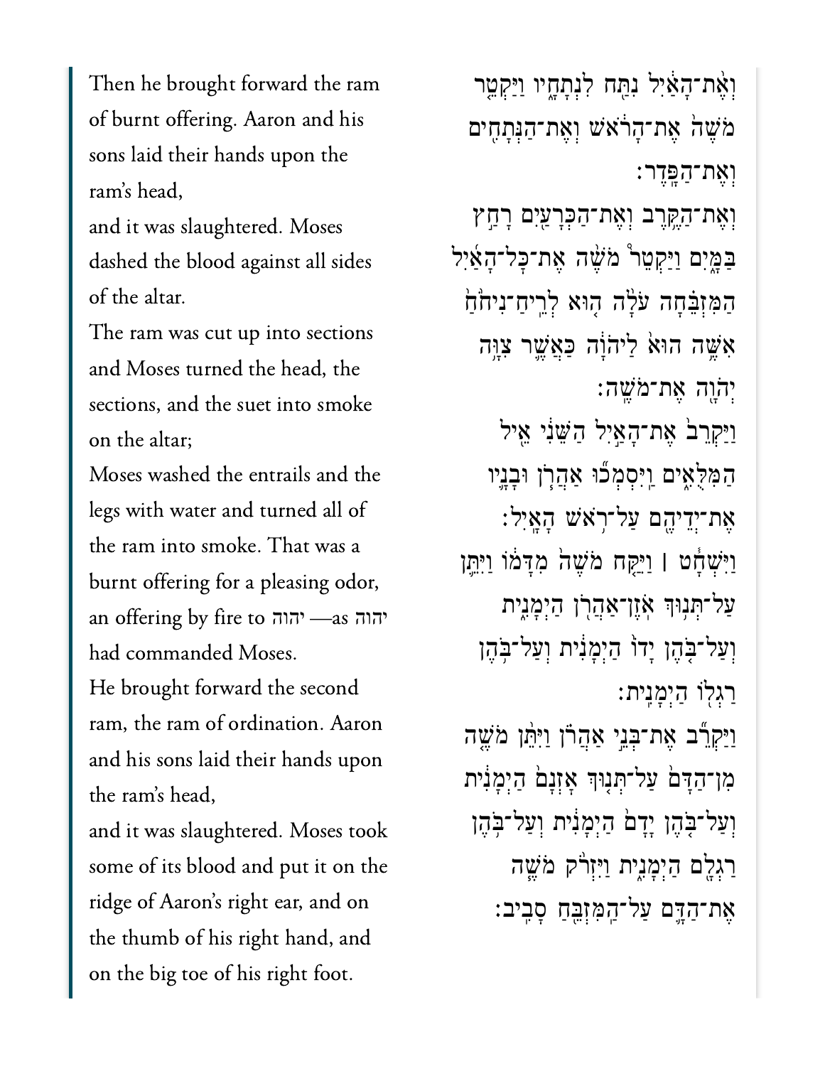Then he brought forward the ram of burnt offering. Aaron and his sons laid their hands upon the ram's head,

and it was slaughtered. Moses dashed the blood against all sides of the altar.

The ram was cut up into sections and Moses turned the head, the sections, and the suet into smoke on the altar;

Moses washed the entrails and the legs with water and turned all of the ram into smoke. That was a burnt offering for a pleasing odor, an offering by fire to יהוה—as יהוה had commanded Moses.

He brought forward the second ram, the ram of ordination. Aaron and his sons laid their hands upon the ram's head,

and it was slaughtered. Moses took some of its blood and put it on the ridge of Aaron's right ear, and on the thumb of his right hand, and on the big toe of his right foot.

וְאֶת־הָאַ֖יִל נִתַּ֣ח לִנְתָחָ֑יו וַיַּקְטֵ֤ר מֹשֶׁה֙ אֶת־הָרֹ֔אשׁ וְאֶת־הַנְּתָחִ֖ים וְאֶת־הַפָּֽדֶר׃

וְאֶת־הַקֶּ֥רֶב וְאֶת־הַכְּרָעַ֖יִם רָחַ֣ץ בַּמָּ֑יִם וַיַּקְטֵר֩ מֹשֶׁ֨ה אֶת־כׇּל־הָאַ֜יִל הַמִּזְבֵּ֗חָה עֹלָ֨ה ה֤וּא לְרֵֽיחַ־נִיחֹ֙חַ֙ אִשֶּׁ֥ה הוּא֙ לַיהֹוָ֔ה כַּאֲשֶׁ֛ר צִוָּ֥ה יְהֹוָ֖ה אֶת־מֹשֶֽׁה׃

וַיַּקְרֵב֙ אֶת־הָאַ֣יִל הַשֵּׁנִ֔י אֵ֖יל הַמִּלֻּאִ֑ים וַֽיִּסְמְכ֞וּ אַהֲרֹ֧ן וּבָנָ֛יו אֶת־יְדֵיהֶ֖ם עַל־רֹ֥אשׁ הָאָֽיִל׃

וַיִּשְׁחָ֓ט ׀ וַיִּקַּ֤ח מֹשֶׁה֙ מִדָּמ֔וֹ וַיִּתֵּ֛ן עַל־תְּנ֥וּךְ אֹֽזֶן־אַהֲרֹ֖ן הַיְמָנִ֑ית וְעַל־בֹּ֤הֶן יָדוֹ֙ הַיְמָנִ֔ית וְעַל־בֹּ֥הֶן רַגְל֖וֹ הַיְמָנִֽית׃

וַיַּקְרֵ֞ב אֶת־בְּנֵ֣י אַהֲרֹ֗ן וַיִּתֵּ֨ן מֹשֶׁ֤ה מִן־הַדָּם֙ עַל־תְּנ֤וּךְ אׇזְנָם֙ הַיְמָנִ֔ית וְעַל־בֹּ֤הֶן יָדָם֙ הַיְמָנִ֔ית וְעַל־בֹּ֥הֶן רַגְלָ֖ם הַיְמָנִ֑ית וַיִּזְרֹ֨ק מֹשֶׁ֧ה אֶת־הַדָּ֛ם עַל־הַמִּזְבֵּ֖חַ סָבִֽיב׃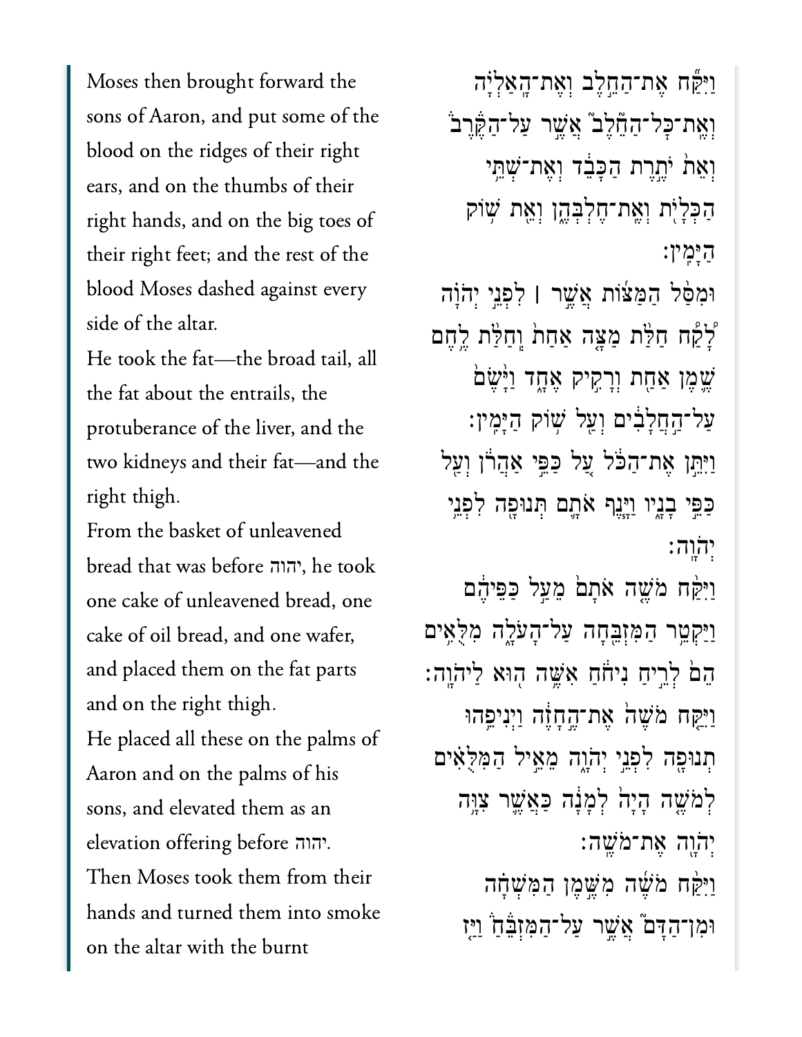Moses then brought forward the sons of Aaron, and put some of the blood on the ridges of their right ears, and on the thumbs of their right hands, and on the big toes of their right feet; and the rest of the blood Moses dashed against every side of the altar.

He took the fat—the broad tail, all the fat about the entrails, the protuberance of the liver, and the two kidneys and their fat—and the right thigh.

From the basket of unleavened bread that was before יהוה, he took one cake of unleavened bread, one cake of oil bread, and one wafer, and placed them on the fat parts and on the right thigh.

He placed all these on the palms of Aaron and on the palms of his sons, and elevated them as an elevation offering before יהוה.

Then Moses took them from their hands and turned them into smoke on the altar with the burnt

וַיִּקַּ֞ח אֶת־הַחֵ֣לֶב וְאֶת־הָֽאַלְיָ֗ה וְאֶת־כׇּל־הַחֵ֘לֶב֮ אֲשֶׁ֣ר עַל־הַקֶּ֒רֶב֒ וְאֵת֙ יֹתֶ֣רֶת הַכָּבֵ֔ד וְאֶת־שְׁתֵּ֥י הַכְּלָיֹ֖ת וְאֶת־חֶלְבְּהֶ֑ן וְאֵ֖ת שׁ֥וֹק הַיָּמִֽין׃

וּמִסַּ֨ל הַמַּצּ֜וֹת אֲשֶׁ֣ר ׀ לִפְנֵ֣י יְהֹוָ֗ה לָ֠קַ֠ח חַלַּ֨ת מַצָּ֤ה אַחַת֙ וְֽחַלַּ֨ת לֶ֥חֶם שֶׁ֛מֶן אַחַ֖ת וְרָקִ֣יק אֶחָ֑ד וַיָּ֙שֶׂם֙ עַל־הַ֣חֲלָבִ֔ים וְעַ֖ל שׁ֥וֹק הַיָּמִֽין׃

וַיִּתֵּ֣ן אֶת־הַכֹּ֔ל עַ֚ל כַּפֵּ֣י אַהֲרֹ֔ן וְעַ֖ל כַּפֵּ֣י בָנָ֑יו וַיָּ֧נֶף אֹתָ֛ם תְּנוּפָ֖ה לִפְנֵ֥י יְהֹוָֽה׃

וַיִּקַּ֨ח מֹשֶׁ֤ה אֹתָם֙ מֵעַ֣ל כַּפֵּיהֶ֔ם וַיַּקְטֵ֥ר הַמִּזְבֵּ֖חָה עַל־הָעֹלָ֑ה מִלֻּאִ֥ים הֵם֙ לְרֵ֣יחַ נִיחֹ֔חַ אִשֶּׁ֥ה ה֖וּא לַֽיהֹוָֽה׃

וַיִּקַּ֤ח מֹשֶׁה֙ אֶת־הֶ֣חָזֶ֔ה וַיְנִיפֵ֥הוּ תְנוּפָ֖ה לִפְנֵ֣י יְהֹוָ֑ה מֵאֵ֣יל הַמִּלֻּאִ֗ים לְמֹשֶׁ֤ה הָיָה֙ לְמָנָ֔ה כַּאֲשֶׁ֛ר צִוָּ֥ה יְהֹוָ֖ה אֶת־מֹשֶֽׁה׃

וַיִּקַּ֨ח מֹשֶׁ֜ה מִשֶּׁ֣מֶן הַמִּשְׁחָ֗ה וּמִן־הַדָּם֮ אֲשֶׁ֣ר עַל־הַמִּזְבֵּ֒חַ֒ וַיַּ֤ז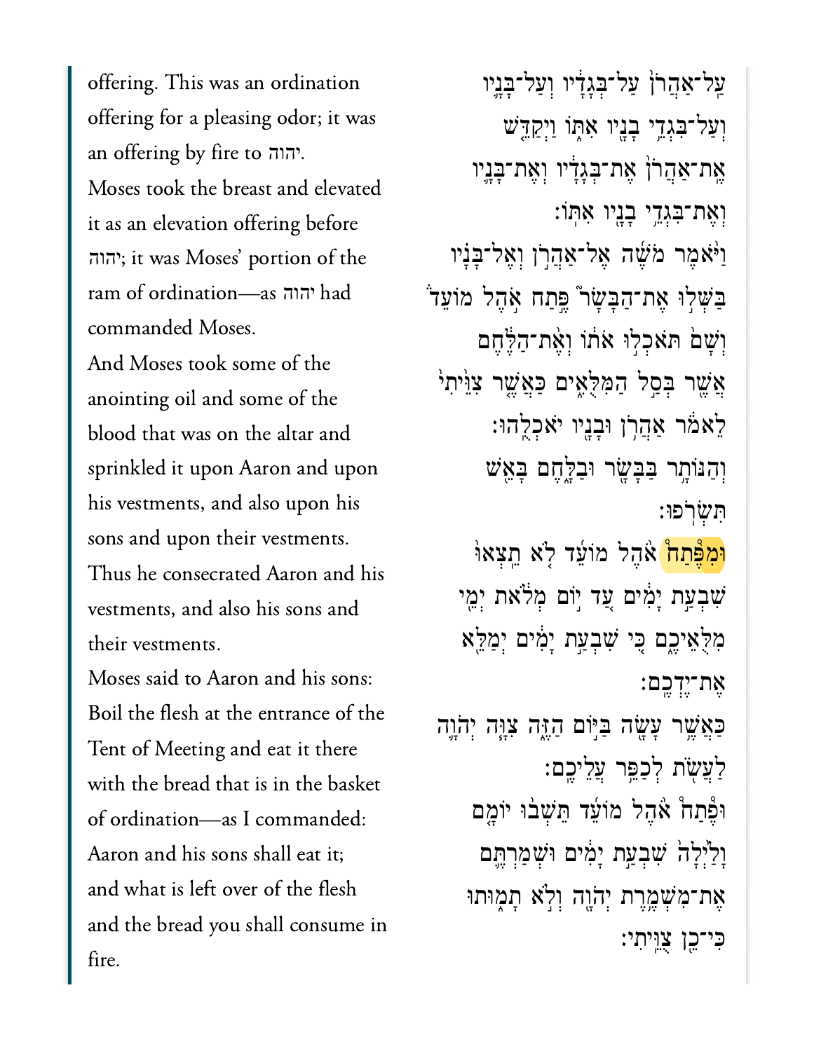offering. This was an ordination offering for a pleasing odor; it was an offering by fire to יהוה.

Moses took the breast and elevated it as an elevation offering before יהוה; it was Moses' portion of the ram of ordination—as יהוה had commanded Moses.

And Moses took some of the anointing oil and some of the blood that was on the altar and sprinkled it upon Aaron and upon his vestments, and also upon his sons and upon their vestments. Thus he consecrated Aaron and his vestments, and also his sons and their vestments.

Moses said to Aaron and his sons: Boil the flesh at the entrance of the Tent of Meeting and eat it there with the bread that is in the basket of ordination—as I commanded: Aaron and his sons shall eat it; and what is left over of the flesh and the bread you shall consume in fire.

עַל־אַהֲרֹן֙ עַל־בְּגָדָ֔יו וְעַל־בָּנָ֛יו וְעַל־בִּגְדֵ֥י בָנָ֖יו אִתּ֑וֹ וַיְקַדֵּ֤שׁ אֶת־אַהֲרֹן֙ אֶת־בְּגָדָ֔יו וְאֶת־בָּנָ֛יו וְאֶת־בִּגְדֵ֥י בָנָ֖יו אִתּֽוֹ׃

וַיֹּ֨אמֶר מֹשֶׁ֜ה אֶֽל־אַהֲרֹ֣ן וְאֶל־בָּנָ֗יו בַּשְּׁל֣וּ אֶת־הַבָּשָׂר֮ פֶּ֣תַח אֹ֣הֶל מוֹעֵד֒ וְשָׁם֙ תֹּאכְל֣וּ אֹת֔וֹ וְאֶ֨ת־הַלֶּ֔חֶם אֲשֶׁ֖ר בְּסַ֣ל הַמִּלֻּאִ֑ים כַּאֲשֶׁ֣ר צִוֵּ֔יתִי לֵאמֹ֔ר אַהֲרֹ֥ן וּבָנָ֖יו יֹאכְלֻֽהוּ׃

וְהַנּוֹתָ֥ר בַּבָּשָׂ֖ר וּבַלָּ֑חֶם בָּאֵ֖שׁ תִּשְׂרֹֽפוּ׃

וּמִפֶּ֜תַח אֹ֣הֶל מוֹעֵ֗ד לֹ֤א תֵֽצְאוּ֙ שִׁבְעַ֣ת יָמִ֔ים עַ֚ד י֣וֹם מְלֹ֔את יְמֵ֖י מִלֻּאֵיכֶ֑ם כִּ֚י שִׁבְעַ֣ת יָמִ֔ים יְמַלֵּ֖א אֶת־יֶדְכֶֽם׃

כַּאֲשֶׁ֥ר עָשָׂ֖ה בַּיּ֣וֹם הַזֶּ֑ה צִוָּ֧ה יְהֹוָ֛ה לַעֲשֹׂ֖ת לְכַפֵּ֥ר עֲלֵיכֶֽם׃

וּפֶתַח֩ אֹ֨הֶל מוֹעֵ֜ד תֵּשְׁב֨וּ יוֹמָ֤ם וָלַ֙יְלָה֙ שִׁבְעַ֣ת יָמִ֔ים וּשְׁמַרְתֶּ֛ם אֶת־מִשְׁמֶ֥רֶת יְהֹוָ֖ה וְלֹ֣א תָמ֑וּתוּ כִּי־כֵ֖ן צֻוֵּֽיתִי׃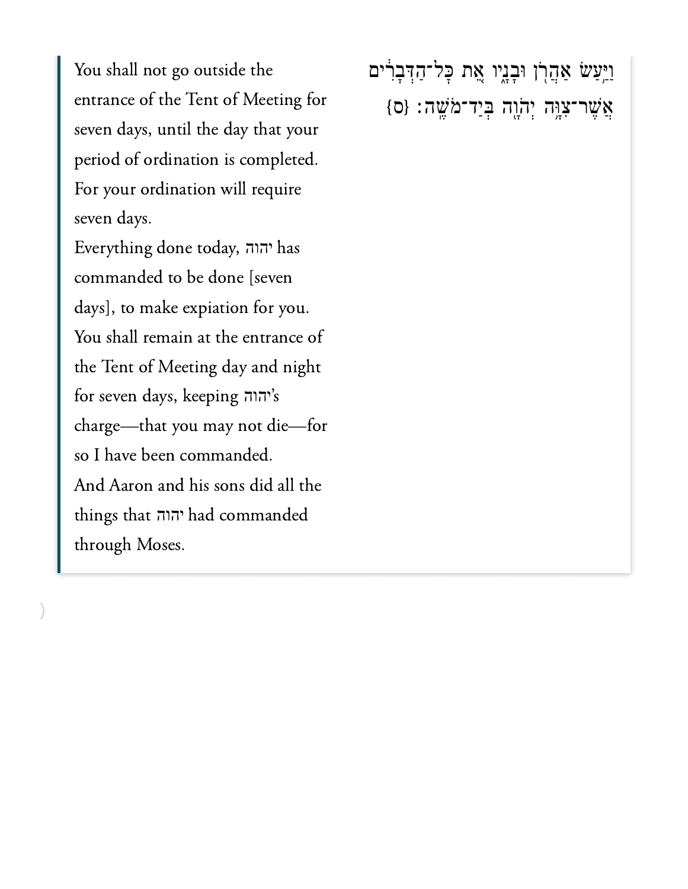וַיַּ֥עַשׂ אַהֲרֹ֖ן וּבָנָ֑יו אֵ֚ת כׇּל־הַדְּבָרִ֔ים אֲשֶׁר־צִוָּ֥ה יְהֹוָ֖ה בְּיַד־מֹשֶֽׁה׃ {ס}

You shall not go outside the entrance of the Tent of Meeting for seven days, until the day that your period of ordination is completed. For your ordination will require seven days.

Everything done today, יהוה has commanded to be done [seven days], to make expiation for you.

You shall remain at the entrance of the Tent of Meeting day and night for seven days, keeping יהוה's charge—that you may not die—for so I have been commanded.

And Aaron and his sons did all the things that יהוה had commanded through Moses.